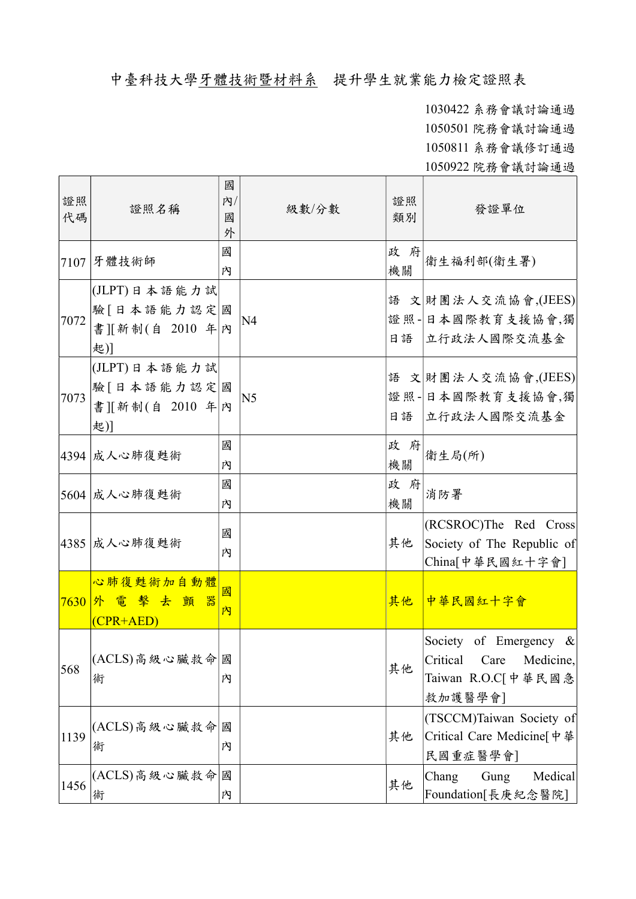# 中臺科技大學牙體技術暨材料系　提升學生就業能力檢定證照表

1030422 系務會議討論通過
1050501 院務會議討論通過
1050811 系務會議修訂通過
1050922 院務會議討論通過

| 證照代碼 | 證照名稱 | 國內/國外 | 級數/分數 | 證照類別 | 發證單位 |
|---|---|---|---|---|---|
| 7107 | 牙體技術師 | 國內 | | 政府機關 | 衛生福利部(衛生署) |
| 7072 | (JLPT)日本語能力試驗[日本語能力認定書][新制(自 2010 年起)] | 國內 | N4 | 語文證照-日語 | 財團法人交流協會,(JEES)日本國際教育支援協會,獨立行政法人國際交流基金 |
| 7073 | (JLPT)日本語能力試驗[日本語能力認定書][新制(自 2010 年起)] | 國內 | N5 | 語文證照-日語 | 財團法人交流協會,(JEES)日本國際教育支援協會,獨立行政法人國際交流基金 |
| 4394 | 成人心肺復甦術 | 國內 | | 政府機關 | 衛生局(所) |
| 5604 | 成人心肺復甦術 | 國內 | | 政府機關 | 消防署 |
| 4385 | 成人心肺復甦術 | 國內 | | 其他 | (RCSROC)The Red Cross Society of The Republic of China[中華民國紅十字會] |
| 7630 | 心肺復甦術加自動體外電擊去顫器(CPR+AED) | 國內 | | 其他 | 中華民國紅十字會 |
| 568 | (ACLS)高級心臟救命術 | 國內 | | 其他 | Society of Emergency & Critical Care Medicine, Taiwan R.O.C[中華民國急救加護醫學會] |
| 1139 | (ACLS)高級心臟救命術 | 國內 | | 其他 | (TSCCM)Taiwan Society of Critical Care Medicine[中華民國重症醫學會] |
| 1456 | (ACLS)高級心臟救命術 | 國內 | | 其他 | Chang Gung Medical Foundation[長庚紀念醫院] |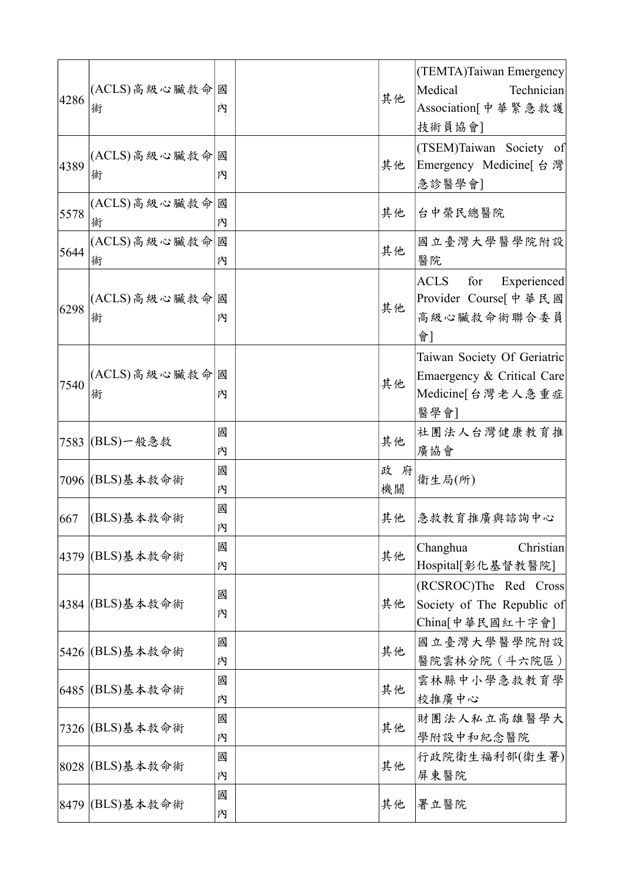| | | | | | |
|---|---|---|---|---|---|
| 4286 | (ACLS)高級心臟救命術 | 國內 | | 其他 | (TEMTA)Taiwan Emergency Medical Technician Association[中華緊急救護技術員協會] |
| 4389 | (ACLS)高級心臟救命術 | 國內 | | 其他 | (TSEM)Taiwan Society of Emergency Medicine[台灣急診醫學會] |
| 5578 | (ACLS)高級心臟救命術 | 國內 | | 其他 | 台中榮民總醫院 |
| 5644 | (ACLS)高級心臟救命術 | 國內 | | 其他 | 國立臺灣大學醫學院附設醫院 |
| 6298 | (ACLS)高級心臟救命術 | 國內 | | 其他 | ACLS for Experienced Provider Course[中華民國高級心臟救命術聯合委員會] |
| 7540 | (ACLS)高級心臟救命術 | 國內 | | 其他 | Taiwan Society Of Geriatric Emaergency & Critical Care Medicine[台灣老人急重症醫學會] |
| 7583 | (BLS)一般急救 | 國內 | | 其他 | 社團法人台灣健康教育推廣協會 |
| 7096 | (BLS)基本救命術 | 國內 | | 政府機關 | 衛生局(所) |
| 667 | (BLS)基本救命術 | 國內 | | 其他 | 急救教育推廣與諮詢中心 |
| 4379 | (BLS)基本救命術 | 國內 | | 其他 | Changhua Christian Hospital[彰化基督教醫院] |
| 4384 | (BLS)基本救命術 | 國內 | | 其他 | (RCSROC)The Red Cross Society of The Republic of China[中華民國紅十字會] |
| 5426 | (BLS)基本救命術 | 國內 | | 其他 | 國立臺灣大學醫學院附設醫院雲林分院（斗六院區） |
| 6485 | (BLS)基本救命術 | 國內 | | 其他 | 雲林縣中小學急救教育學校推廣中心 |
| 7326 | (BLS)基本救命術 | 國內 | | 其他 | 財團法人私立高雄醫學大學附設中和紀念醫院 |
| 8028 | (BLS)基本救命術 | 國內 | | 其他 | 行政院衛生福利部(衛生署)屏東醫院 |
| 8479 | (BLS)基本救命術 | 國內 | | 其他 | 署立醫院 |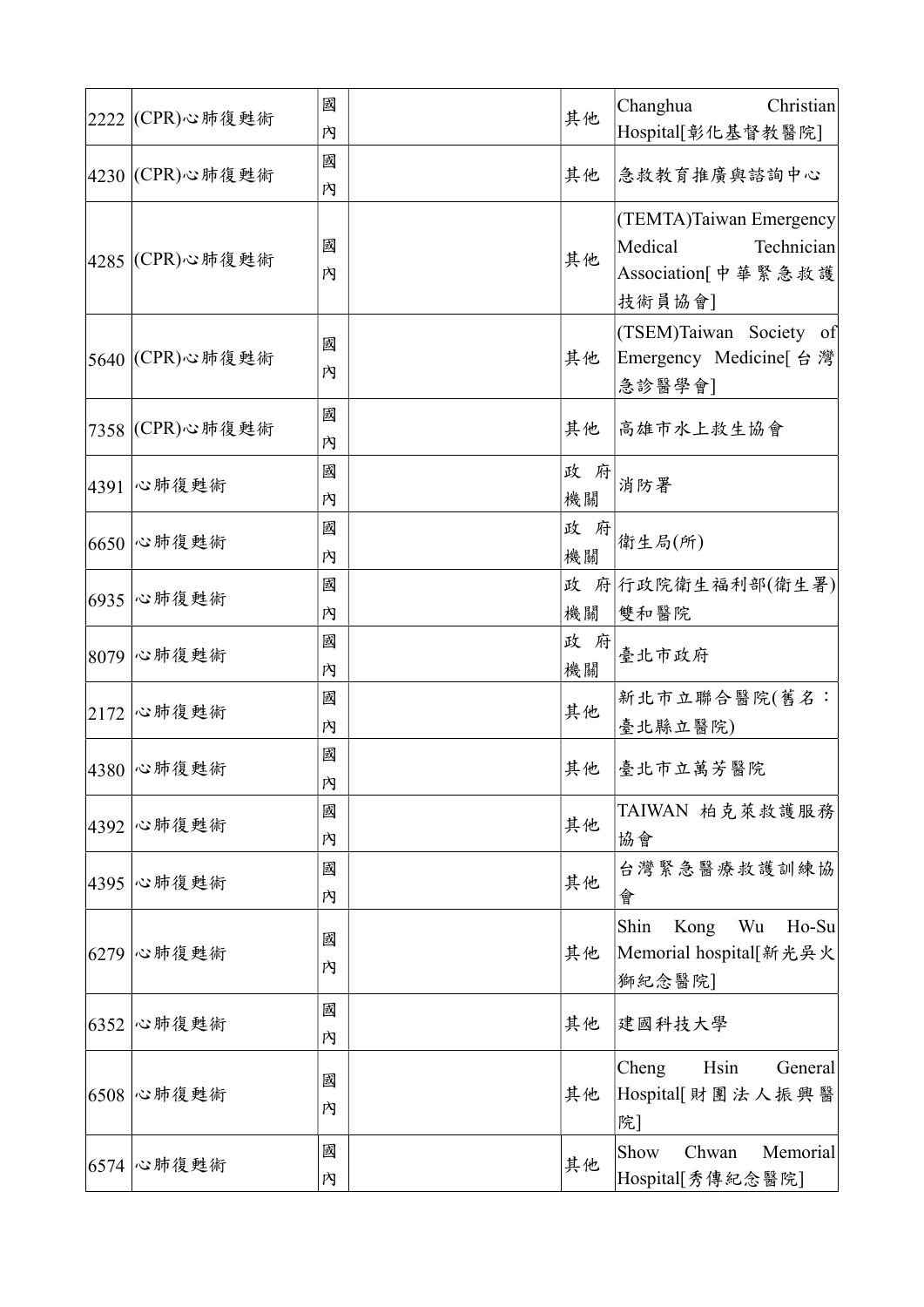| | | | | | |
|---|---|---|---|---|---|
| 2222 | (CPR)心肺復甦術 | 國內 | | 其他 | Changhua Christian Hospital[彰化基督教醫院] |
| 4230 | (CPR)心肺復甦術 | 國內 | | 其他 | 急救教育推廣與諮詢中心 |
| 4285 | (CPR)心肺復甦術 | 國內 | | 其他 | (TEMTA)Taiwan Emergency Medical Technician Association[中華緊急救護技術員協會] |
| 5640 | (CPR)心肺復甦術 | 國內 | | 其他 | (TSEM)Taiwan Society of Emergency Medicine[台灣急診醫學會] |
| 7358 | (CPR)心肺復甦術 | 國內 | | 其他 | 高雄市水上救生協會 |
| 4391 | 心肺復甦術 | 國內 | | 政府機關 | 消防署 |
| 6650 | 心肺復甦術 | 國內 | | 政府機關 | 衛生局(所) |
| 6935 | 心肺復甦術 | 國內 | | 政府機關 | 行政院衛生福利部(衛生署)雙和醫院 |
| 8079 | 心肺復甦術 | 國內 | | 政府機關 | 臺北市政府 |
| 2172 | 心肺復甦術 | 國內 | | 其他 | 新北市立聯合醫院(舊名：臺北縣立醫院) |
| 4380 | 心肺復甦術 | 國內 | | 其他 | 臺北市立萬芳醫院 |
| 4392 | 心肺復甦術 | 國內 | | 其他 | TAIWAN 柏克萊救護服務協會 |
| 4395 | 心肺復甦術 | 國內 | | 其他 | 台灣緊急醫療救護訓練協會 |
| 6279 | 心肺復甦術 | 國內 | | 其他 | Shin Kong Wu Ho-Su Memorial hospital[新光吳火獅紀念醫院] |
| 6352 | 心肺復甦術 | 國內 | | 其他 | 建國科技大學 |
| 6508 | 心肺復甦術 | 國內 | | 其他 | Cheng Hsin General Hospital[財團法人振興醫院] |
| 6574 | 心肺復甦術 | 國內 | | 其他 | Show Chwan Memorial Hospital[秀傳紀念醫院] |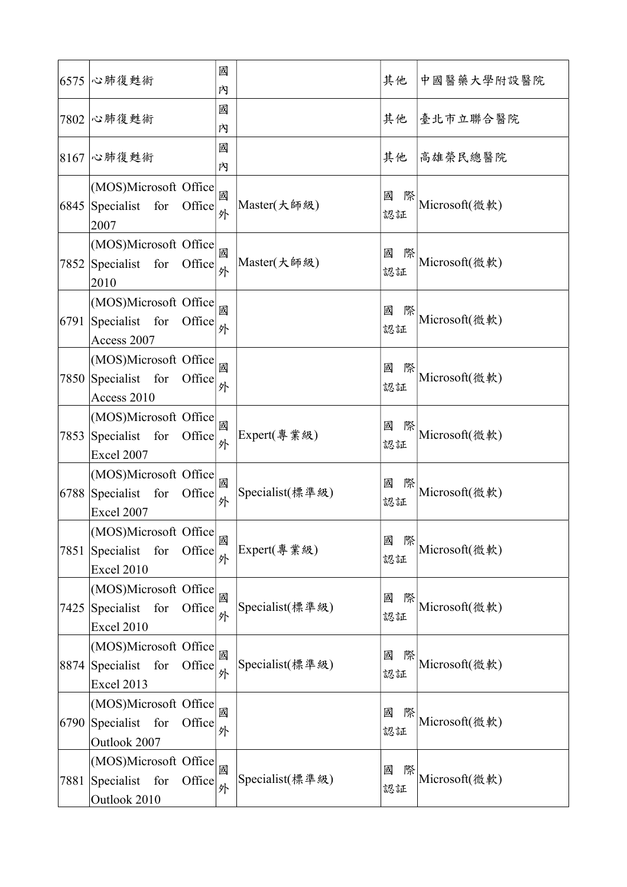| | | | | | |
|---|---|---|---|---|---|
| 6575 | 心肺復甦術 | 國內 | | 其他 | 中國醫藥大學附設醫院 |
| 7802 | 心肺復甦術 | 國內 | | 其他 | 臺北市立聯合醫院 |
| 8167 | 心肺復甦術 | 國內 | | 其他 | 高雄榮民總醫院 |
| 6845 | (MOS)Microsoft Office Specialist for Office 2007 | 國外 | Master(大師級) | 國際認証 | Microsoft(微軟) |
| 7852 | (MOS)Microsoft Office Specialist for Office 2010 | 國外 | Master(大師級) | 國際認証 | Microsoft(微軟) |
| 6791 | (MOS)Microsoft Office Specialist for Office Access 2007 | 國外 | | 國際認証 | Microsoft(微軟) |
| 7850 | (MOS)Microsoft Office Specialist for Office Access 2010 | 國外 | | 國際認証 | Microsoft(微軟) |
| 7853 | (MOS)Microsoft Office Specialist for Office Excel 2007 | 國外 | Expert(專業級) | 國際認証 | Microsoft(微軟) |
| 6788 | (MOS)Microsoft Office Specialist for Office Excel 2007 | 國外 | Specialist(標準級) | 國際認証 | Microsoft(微軟) |
| 7851 | (MOS)Microsoft Office Specialist for Office Excel 2010 | 國外 | Expert(專業級) | 國際認証 | Microsoft(微軟) |
| 7425 | (MOS)Microsoft Office Specialist for Office Excel 2010 | 國外 | Specialist(標準級) | 國際認証 | Microsoft(微軟) |
| 8874 | (MOS)Microsoft Office Specialist for Office Excel 2013 | 國外 | Specialist(標準級) | 國際認証 | Microsoft(微軟) |
| 6790 | (MOS)Microsoft Office Specialist for Office Outlook 2007 | 國外 | | 國際認証 | Microsoft(微軟) |
| 7881 | (MOS)Microsoft Office Specialist for Office Outlook 2010 | 國外 | Specialist(標準級) | 國際認証 | Microsoft(微軟) |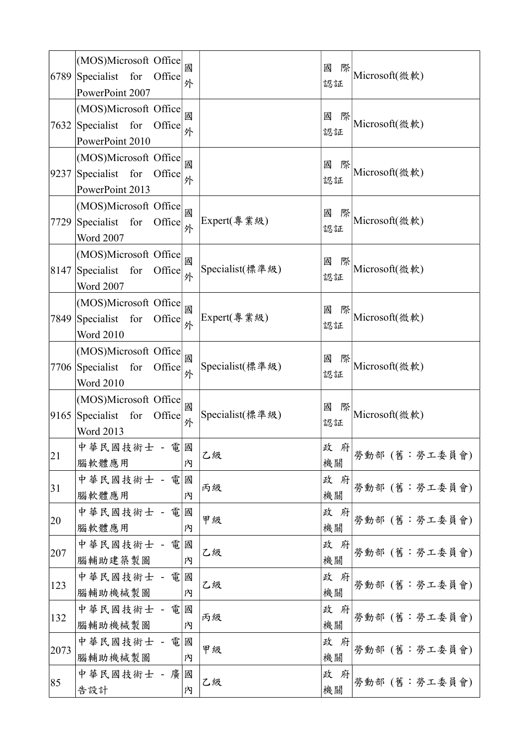| 6789 | (MOS)Microsoft Office Specialist for Office PowerPoint 2007 | 國外 | | 國際認証 | Microsoft(微軟) |
|---|---|---|---|---|---|
| 7632 | (MOS)Microsoft Office Specialist for Office PowerPoint 2010 | 國外 | | 國際認証 | Microsoft(微軟) |
| 9237 | (MOS)Microsoft Office Specialist for Office PowerPoint 2013 | 國外 | | 國際認証 | Microsoft(微軟) |
| 7729 | (MOS)Microsoft Office Specialist for Office Word 2007 | 國外 | Expert(專業級) | 國際認証 | Microsoft(微軟) |
| 8147 | (MOS)Microsoft Office Specialist for Office Word 2007 | 國外 | Specialist(標準級) | 國際認証 | Microsoft(微軟) |
| 7849 | (MOS)Microsoft Office Specialist for Office Word 2010 | 國外 | Expert(專業級) | 國際認証 | Microsoft(微軟) |
| 7706 | (MOS)Microsoft Office Specialist for Office Word 2010 | 國外 | Specialist(標準級) | 國際認証 | Microsoft(微軟) |
| 9165 | (MOS)Microsoft Office Specialist for Office Word 2013 | 國外 | Specialist(標準級) | 國際認証 | Microsoft(微軟) |
| 21 | 中華民國技術士 - 電腦軟體應用 | 國內 | 乙級 | 政府機關 | 勞動部 (舊：勞工委員會) |
| 31 | 中華民國技術士 - 電腦軟體應用 | 國內 | 丙級 | 政府機關 | 勞動部 (舊：勞工委員會) |
| 20 | 中華民國技術士 - 電腦軟體應用 | 國內 | 甲級 | 政府機關 | 勞動部 (舊：勞工委員會) |
| 207 | 中華民國技術士 - 電腦輔助建築製圖 | 國內 | 乙級 | 政府機關 | 勞動部 (舊：勞工委員會) |
| 123 | 中華民國技術士 - 電腦輔助機械製圖 | 國內 | 乙級 | 政府機關 | 勞動部 (舊：勞工委員會) |
| 132 | 中華民國技術士 - 電腦輔助機械製圖 | 國內 | 丙級 | 政府機關 | 勞動部 (舊：勞工委員會) |
| 2073 | 中華民國技術士 - 電腦輔助機械製圖 | 國內 | 甲級 | 政府機關 | 勞動部 (舊：勞工委員會) |
| 85 | 中華民國技術士 - 廣告設計 | 國內 | 乙級 | 政府機關 | 勞動部 (舊：勞工委員會) |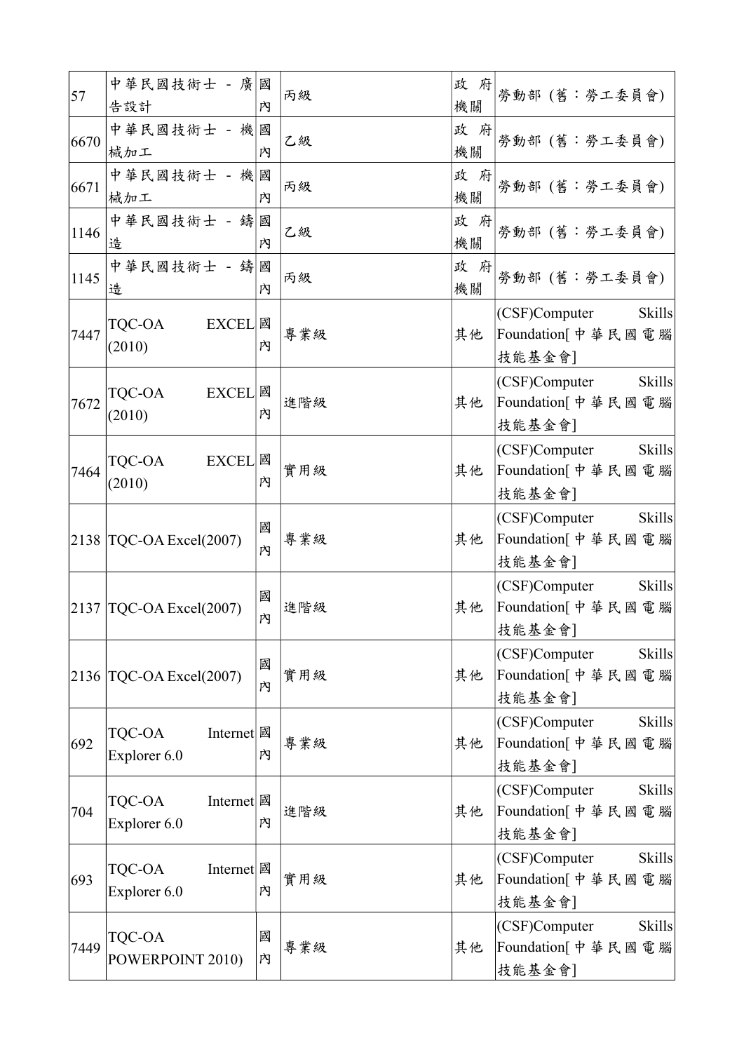| 57 | 中華民國技術士 - 廣告設計 | 國內 | 丙級 | 政府機關 | 勞動部 (舊：勞工委員會) |
|---|---|---|---|---|---|
| 6670 | 中華民國技術士 - 機械加工 | 國內 | 乙級 | 政府機關 | 勞動部 (舊：勞工委員會) |
| 6671 | 中華民國技術士 - 機械加工 | 國內 | 丙級 | 政府機關 | 勞動部 (舊：勞工委員會) |
| 1146 | 中華民國技術士 - 鑄造 | 國內 | 乙級 | 政府機關 | 勞動部 (舊：勞工委員會) |
| 1145 | 中華民國技術士 - 鑄造 | 國內 | 丙級 | 政府機關 | 勞動部 (舊：勞工委員會) |
| 7447 | TQC-OA EXCEL (2010) | 國內 | 專業級 | 其他 | (CSF)Computer Skills Foundation[中華民國電腦技能基金會] |
| 7672 | TQC-OA EXCEL (2010) | 國內 | 進階級 | 其他 | (CSF)Computer Skills Foundation[中華民國電腦技能基金會] |
| 7464 | TQC-OA EXCEL (2010) | 國內 | 實用級 | 其他 | (CSF)Computer Skills Foundation[中華民國電腦技能基金會] |
| 2138 | TQC-OA Excel(2007) | 國內 | 專業級 | 其他 | (CSF)Computer Skills Foundation[中華民國電腦技能基金會] |
| 2137 | TQC-OA Excel(2007) | 國內 | 進階級 | 其他 | (CSF)Computer Skills Foundation[中華民國電腦技能基金會] |
| 2136 | TQC-OA Excel(2007) | 國內 | 實用級 | 其他 | (CSF)Computer Skills Foundation[中華民國電腦技能基金會] |
| 692 | TQC-OA Internet Explorer 6.0 | 國內 | 專業級 | 其他 | (CSF)Computer Skills Foundation[中華民國電腦技能基金會] |
| 704 | TQC-OA Internet Explorer 6.0 | 國內 | 進階級 | 其他 | (CSF)Computer Skills Foundation[中華民國電腦技能基金會] |
| 693 | TQC-OA Internet Explorer 6.0 | 國內 | 實用級 | 其他 | (CSF)Computer Skills Foundation[中華民國電腦技能基金會] |
| 7449 | TQC-OA POWERPOINT 2010) | 國內 | 專業級 | 其他 | (CSF)Computer Skills Foundation[中華民國電腦技能基金會] |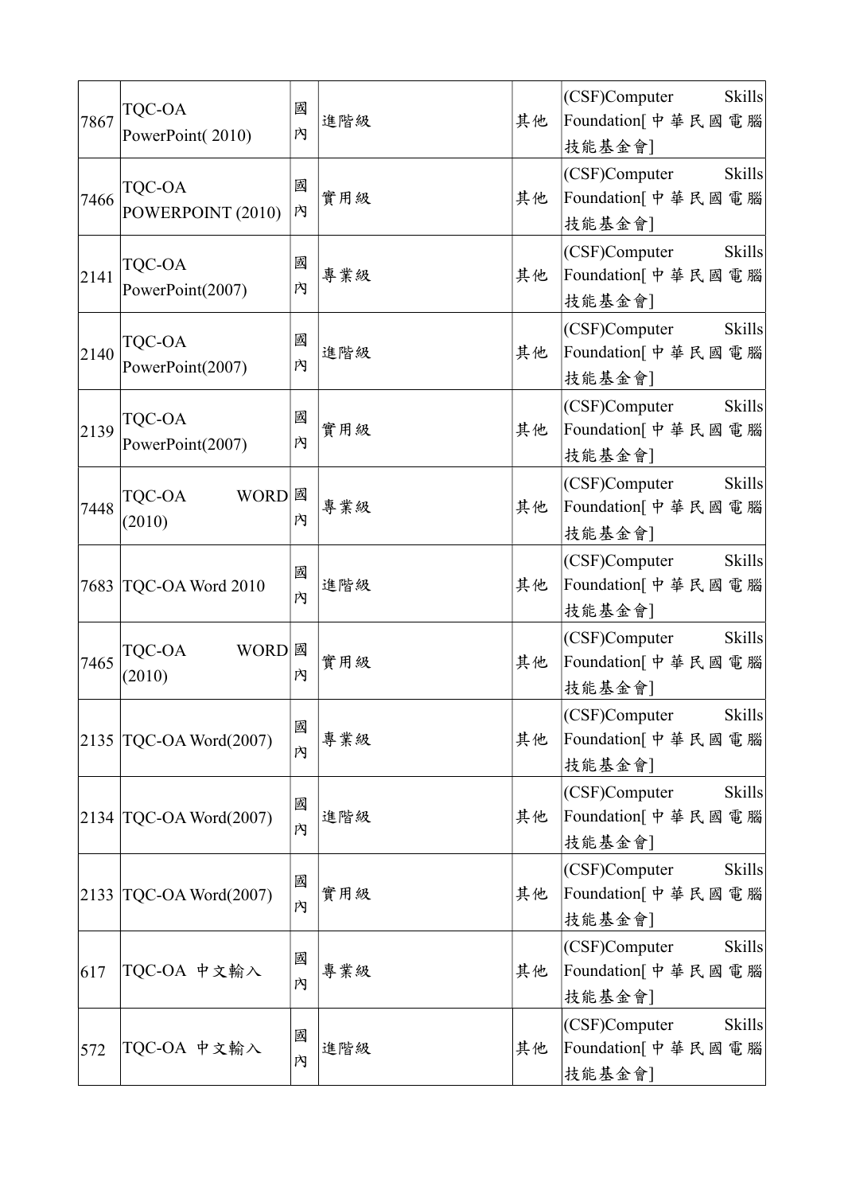| 7867 | TQC-OA PowerPoint( 2010) | 國內 | 進階級 | 其他 | (CSF)Computer Skills Foundation[中華民國電腦技能基金會] |
|---|---|---|---|---|---|
| 7466 | TQC-OA POWERPOINT (2010) | 國內 | 實用級 | 其他 | (CSF)Computer Skills Foundation[中華民國電腦技能基金會] |
| 2141 | TQC-OA PowerPoint(2007) | 國內 | 專業級 | 其他 | (CSF)Computer Skills Foundation[中華民國電腦技能基金會] |
| 2140 | TQC-OA PowerPoint(2007) | 國內 | 進階級 | 其他 | (CSF)Computer Skills Foundation[中華民國電腦技能基金會] |
| 2139 | TQC-OA PowerPoint(2007) | 國內 | 實用級 | 其他 | (CSF)Computer Skills Foundation[中華民國電腦技能基金會] |
| 7448 | TQC-OA WORD (2010) | 國內 | 專業級 | 其他 | (CSF)Computer Skills Foundation[中華民國電腦技能基金會] |
| 7683 | TQC-OA Word 2010 | 國內 | 進階級 | 其他 | (CSF)Computer Skills Foundation[中華民國電腦技能基金會] |
| 7465 | TQC-OA WORD (2010) | 國內 | 實用級 | 其他 | (CSF)Computer Skills Foundation[中華民國電腦技能基金會] |
| 2135 | TQC-OA Word(2007) | 國內 | 專業級 | 其他 | (CSF)Computer Skills Foundation[中華民國電腦技能基金會] |
| 2134 | TQC-OA Word(2007) | 國內 | 進階級 | 其他 | (CSF)Computer Skills Foundation[中華民國電腦技能基金會] |
| 2133 | TQC-OA Word(2007) | 國內 | 實用級 | 其他 | (CSF)Computer Skills Foundation[中華民國電腦技能基金會] |
| 617 | TQC-OA 中文輸入 | 國內 | 專業級 | 其他 | (CSF)Computer Skills Foundation[中華民國電腦技能基金會] |
| 572 | TQC-OA 中文輸入 | 國內 | 進階級 | 其他 | (CSF)Computer Skills Foundation[中華民國電腦技能基金會] |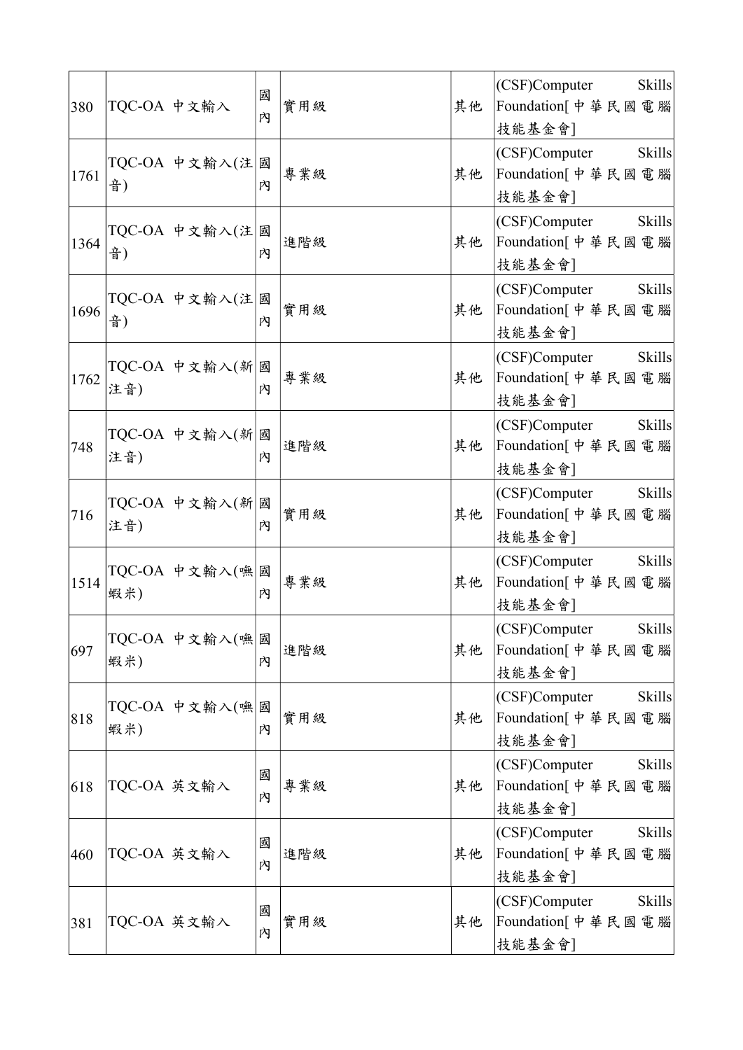| | | | | | |
|---|---|---|---|---|---|
| 380 | TQC-OA 中文輸入 | 國內 | 實用級 | 其他 | (CSF)Computer Skills Foundation[中華民國電腦技能基金會] |
| 1761 | TQC-OA 中文輸入(注音) | 國內 | 專業級 | 其他 | (CSF)Computer Skills Foundation[中華民國電腦技能基金會] |
| 1364 | TQC-OA 中文輸入(注音) | 國內 | 進階級 | 其他 | (CSF)Computer Skills Foundation[中華民國電腦技能基金會] |
| 1696 | TQC-OA 中文輸入(注音) | 國內 | 實用級 | 其他 | (CSF)Computer Skills Foundation[中華民國電腦技能基金會] |
| 1762 | TQC-OA 中文輸入(新注音) | 國內 | 專業級 | 其他 | (CSF)Computer Skills Foundation[中華民國電腦技能基金會] |
| 748 | TQC-OA 中文輸入(新注音) | 國內 | 進階級 | 其他 | (CSF)Computer Skills Foundation[中華民國電腦技能基金會] |
| 716 | TQC-OA 中文輸入(新注音) | 國內 | 實用級 | 其他 | (CSF)Computer Skills Foundation[中華民國電腦技能基金會] |
| 1514 | TQC-OA 中文輸入(嘸蝦米) | 國內 | 專業級 | 其他 | (CSF)Computer Skills Foundation[中華民國電腦技能基金會] |
| 697 | TQC-OA 中文輸入(嘸蝦米) | 國內 | 進階級 | 其他 | (CSF)Computer Skills Foundation[中華民國電腦技能基金會] |
| 818 | TQC-OA 中文輸入(嘸蝦米) | 國內 | 實用級 | 其他 | (CSF)Computer Skills Foundation[中華民國電腦技能基金會] |
| 618 | TQC-OA 英文輸入 | 國內 | 專業級 | 其他 | (CSF)Computer Skills Foundation[中華民國電腦技能基金會] |
| 460 | TQC-OA 英文輸入 | 國內 | 進階級 | 其他 | (CSF)Computer Skills Foundation[中華民國電腦技能基金會] |
| 381 | TQC-OA 英文輸入 | 國內 | 實用級 | 其他 | (CSF)Computer Skills Foundation[中華民國電腦技能基金會] |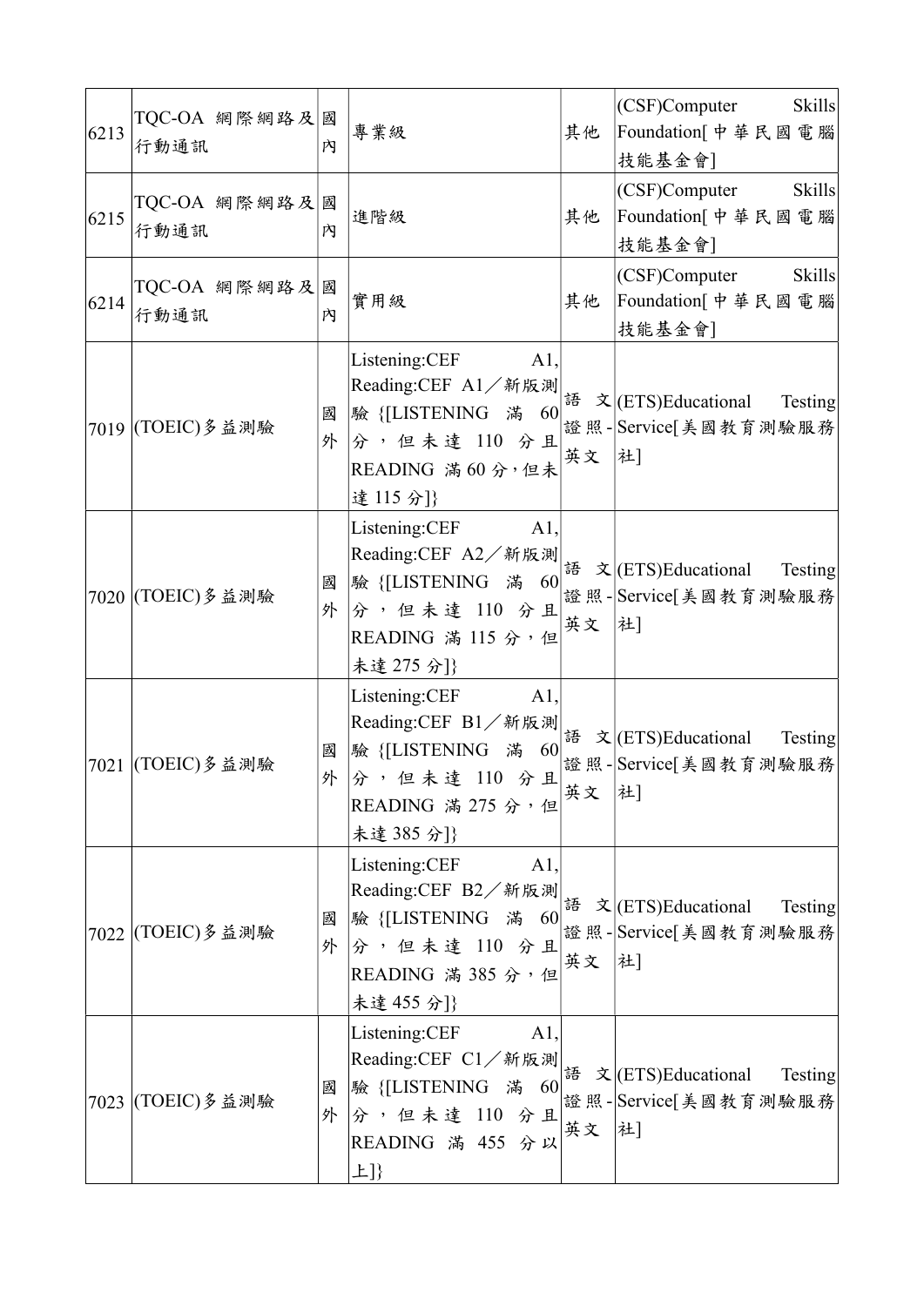| 6213 | TQC-OA 網際網路及行動通訊 | 國內 | 專業級 | 其他 | (CSF)Computer Skills Foundation[中華民國電腦技能基金會] |
|---|---|---|---|---|---|
| 6215 | TQC-OA 網際網路及行動通訊 | 國內 | 進階級 | 其他 | (CSF)Computer Skills Foundation[中華民國電腦技能基金會] |
| 6214 | TQC-OA 網際網路及行動通訊 | 國內 | 實用級 | 其他 | (CSF)Computer Skills Foundation[中華民國電腦技能基金會] |
| 7019 | (TOEIC)多益測驗 | 國外 | Listening:CEF A1, Reading:CEF A1／新版測驗 {[LISTENING 滿 60 分，但未達 110 分且 READING 滿 60 分，但未達 115 分]} | 語文證照-英文 | (ETS)Educational Testing Service[美國教育測驗服務社] |
| 7020 | (TOEIC)多益測驗 | 國外 | Listening:CEF A1, Reading:CEF A2／新版測驗 {[LISTENING 滿 60 分，但未達 110 分且 READING 滿 115 分，但未達 275 分]} | 語文證照-英文 | (ETS)Educational Testing Service[美國教育測驗服務社] |
| 7021 | (TOEIC)多益測驗 | 國外 | Listening:CEF A1, Reading:CEF B1／新版測驗 {[LISTENING 滿 60 分，但未達 110 分且 READING 滿 275 分，但未達 385 分]} | 語文證照-英文 | (ETS)Educational Testing Service[美國教育測驗服務社] |
| 7022 | (TOEIC)多益測驗 | 國外 | Listening:CEF A1, Reading:CEF B2／新版測驗 {[LISTENING 滿 60 分，但未達 110 分且 READING 滿 385 分，但未達 455 分]} | 語文證照-英文 | (ETS)Educational Testing Service[美國教育測驗服務社] |
| 7023 | (TOEIC)多益測驗 | 國外 | Listening:CEF A1, Reading:CEF C1／新版測驗 {[LISTENING 滿 60 分，但未達 110 分且 READING 滿 455 分以上]} | 語文證照-英文 | (ETS)Educational Testing Service[美國教育測驗服務社] |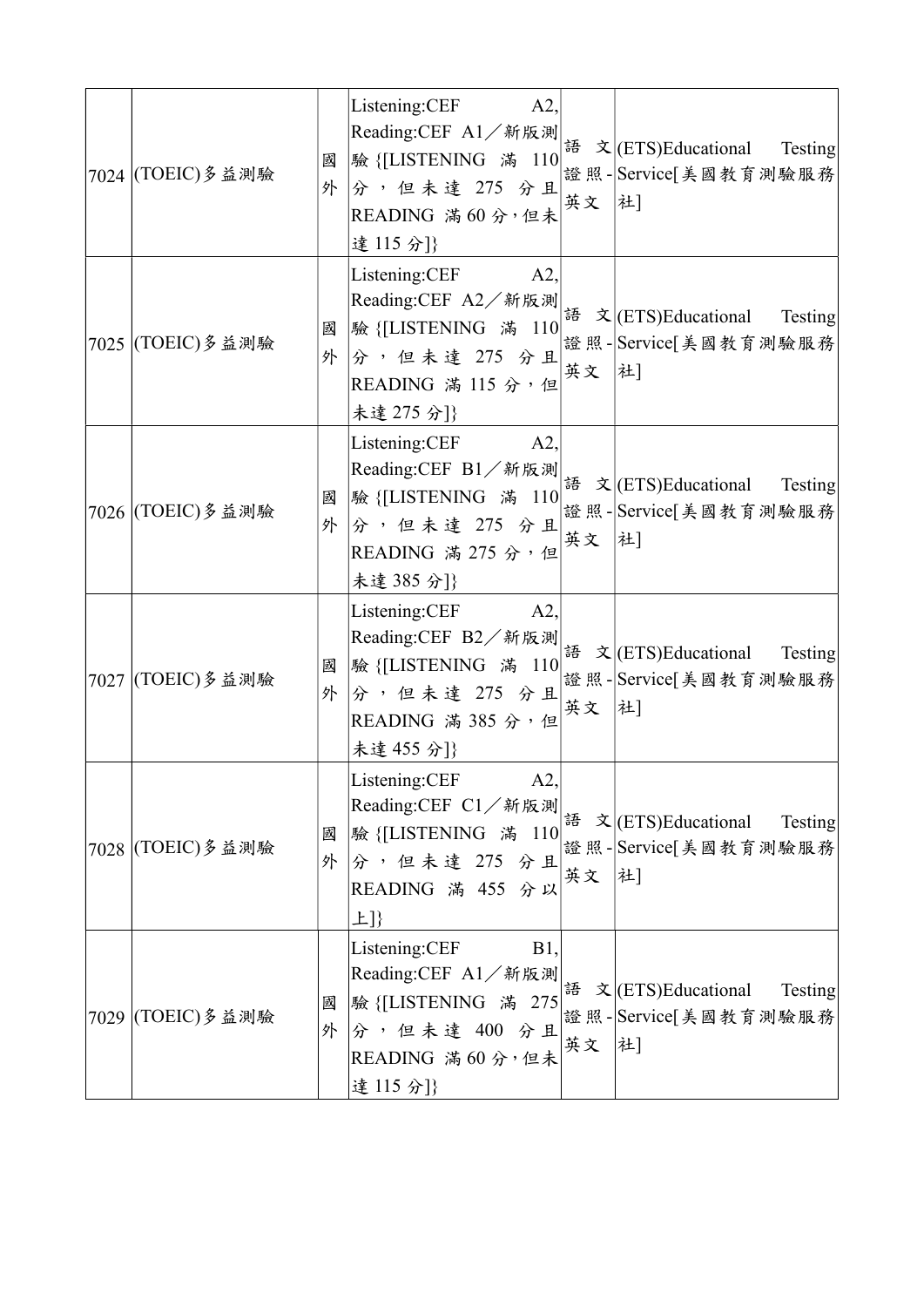| 7024 | (TOEIC)多益測驗 | 國外 | Listening:CEF A2, Reading:CEF A1／新版測驗{[LISTENING 滿 110 分，但未達 275 分且 READING 滿 60 分，但未達 115 分]} | 語文證照-英文 | (ETS)Educational Testing Service[美國教育測驗服務社] |
|---|---|---|---|---|---|
| 7025 | (TOEIC)多益測驗 | 國外 | Listening:CEF A2, Reading:CEF A2／新版測驗{[LISTENING 滿 110 分，但未達 275 分且 READING 滿 115 分，但未達 275 分]} | 語文證照-英文 | (ETS)Educational Testing Service[美國教育測驗服務社] |
| 7026 | (TOEIC)多益測驗 | 國外 | Listening:CEF A2, Reading:CEF B1／新版測驗{[LISTENING 滿 110 分，但未達 275 分且 READING 滿 275 分，但未達 385 分]} | 語文證照-英文 | (ETS)Educational Testing Service[美國教育測驗服務社] |
| 7027 | (TOEIC)多益測驗 | 國外 | Listening:CEF A2, Reading:CEF B2／新版測驗{[LISTENING 滿 110 分，但未達 275 分且 READING 滿 385 分，但未達 455 分]} | 語文證照-英文 | (ETS)Educational Testing Service[美國教育測驗服務社] |
| 7028 | (TOEIC)多益測驗 | 國外 | Listening:CEF A2, Reading:CEF C1／新版測驗{[LISTENING 滿 110 分，但未達 275 分且 READING 滿 455 分以上]} | 語文證照-英文 | (ETS)Educational Testing Service[美國教育測驗服務社] |
| 7029 | (TOEIC)多益測驗 | 國外 | Listening:CEF B1, Reading:CEF A1／新版測驗{[LISTENING 滿 275 分，但未達 400 分且 READING 滿 60 分，但未達 115 分]} | 語文證照-英文 | (ETS)Educational Testing Service[美國教育測驗服務社] |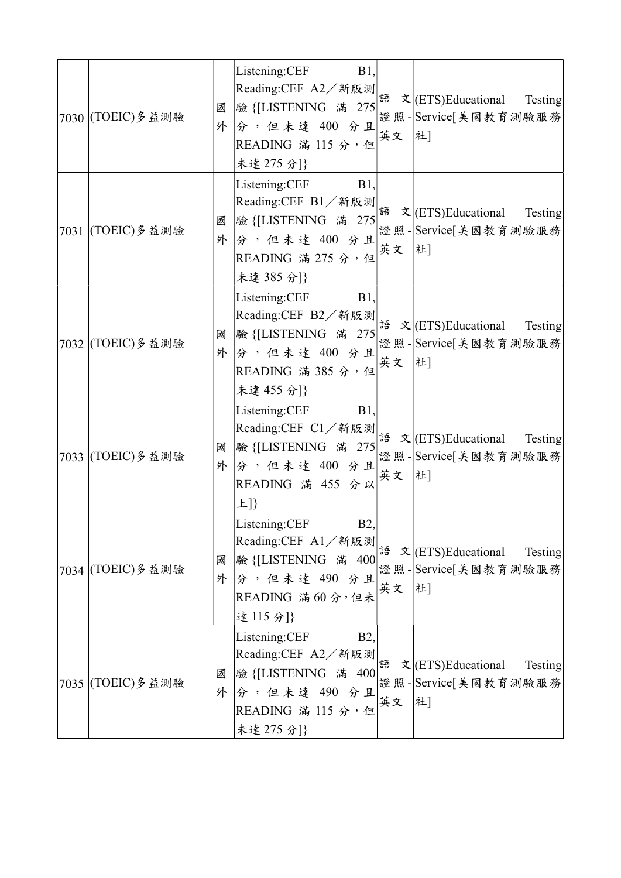| | | | | | |
|---|---|---|---|---|---|
| 7030 | (TOEIC)多益測驗 | 國外 | Listening:CEF B1, Reading:CEF A2／新版測驗{[LISTENING 滿 275 分，但未達 400 分且 READING 滿 115 分，但未達 275 分]} | 語文證照-英文 | (ETS)Educational Testing Service[美國教育測驗服務社] |
| 7031 | (TOEIC)多益測驗 | 國外 | Listening:CEF B1, Reading:CEF B1／新版測驗{[LISTENING 滿 275 分，但未達 400 分且 READING 滿 275 分，但未達 385 分]} | 語文證照-英文 | (ETS)Educational Testing Service[美國教育測驗服務社] |
| 7032 | (TOEIC)多益測驗 | 國外 | Listening:CEF B1, Reading:CEF B2／新版測驗{[LISTENING 滿 275 分，但未達 400 分且 READING 滿 385 分，但未達 455 分]} | 語文證照-英文 | (ETS)Educational Testing Service[美國教育測驗服務社] |
| 7033 | (TOEIC)多益測驗 | 國外 | Listening:CEF B1, Reading:CEF C1／新版測驗{[LISTENING 滿 275 分，但未達 400 分且 READING 滿 455 分以上]} | 語文證照-英文 | (ETS)Educational Testing Service[美國教育測驗服務社] |
| 7034 | (TOEIC)多益測驗 | 國外 | Listening:CEF B2, Reading:CEF A1／新版測驗{[LISTENING 滿 400 分，但未達 490 分且 READING 滿 60 分，但未達 115 分]} | 語文證照-英文 | (ETS)Educational Testing Service[美國教育測驗服務社] |
| 7035 | (TOEIC)多益測驗 | 國外 | Listening:CEF B2, Reading:CEF A2／新版測驗{[LISTENING 滿 400 分，但未達 490 分且 READING 滿 115 分，但未達 275 分]} | 語文證照-英文 | (ETS)Educational Testing Service[美國教育測驗服務社] |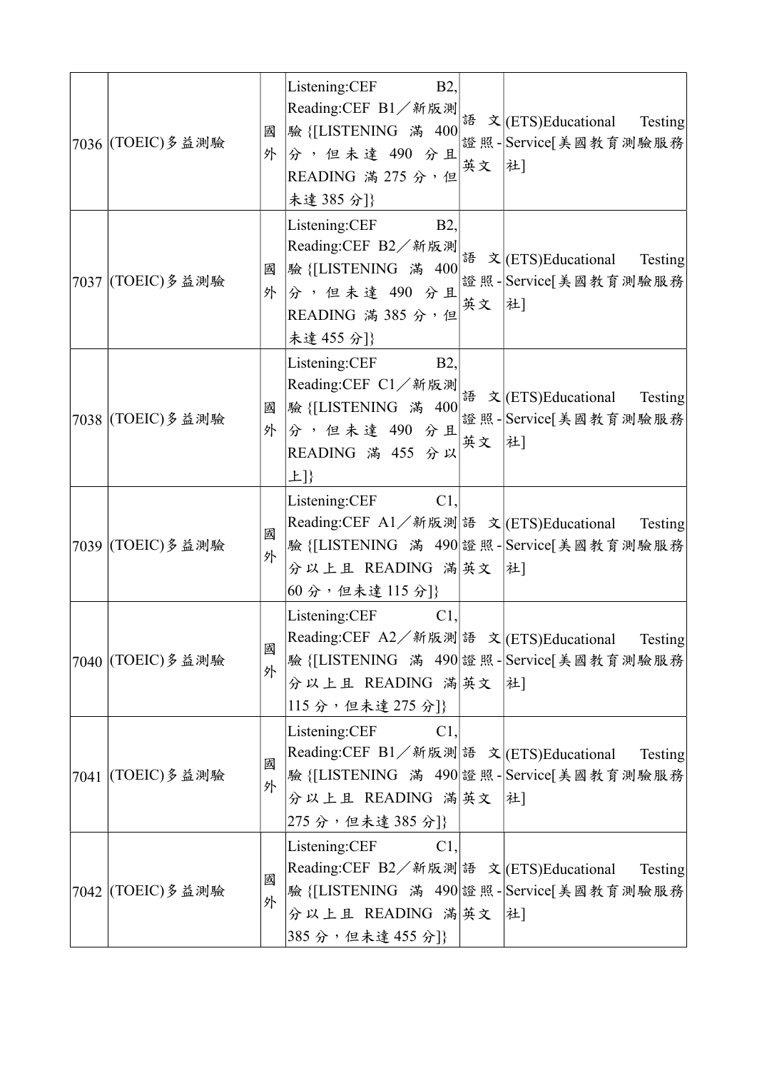| | | | | | |
|---|---|---|---|---|---|
| 7036 | (TOEIC)多益測驗 | 國外 | Listening:CEF B2, Reading:CEF B1／新版測驗{[LISTENING 滿 400 分，但未達 490 分且 READING 滿 275 分，但未達 385 分]} | 語文證照-英文 | (ETS)Educational Testing Service[美國教育測驗服務社] |
| 7037 | (TOEIC)多益測驗 | 國外 | Listening:CEF B2, Reading:CEF B2／新版測驗{[LISTENING 滿 400 分，但未達 490 分且 READING 滿 385 分，但未達 455 分]} | 語文證照-英文 | (ETS)Educational Testing Service[美國教育測驗服務社] |
| 7038 | (TOEIC)多益測驗 | 國外 | Listening:CEF B2, Reading:CEF C1／新版測驗{[LISTENING 滿 400 分，但未達 490 分且 READING 滿 455 分以上]} | 語文證照-英文 | (ETS)Educational Testing Service[美國教育測驗服務社] |
| 7039 | (TOEIC)多益測驗 | 國外 | Listening:CEF C1, Reading:CEF A1／新版測驗{[LISTENING 滿 490 分以上且 READING 滿 60 分，但未達 115 分]} | 語文證照-英文 | (ETS)Educational Testing Service[美國教育測驗服務社] |
| 7040 | (TOEIC)多益測驗 | 國外 | Listening:CEF C1, Reading:CEF A2／新版測驗{[LISTENING 滿 490 分以上且 READING 滿 115 分，但未達 275 分]} | 語文證照-英文 | (ETS)Educational Testing Service[美國教育測驗服務社] |
| 7041 | (TOEIC)多益測驗 | 國外 | Listening:CEF C1, Reading:CEF B1／新版測驗{[LISTENING 滿 490 分以上且 READING 滿 275 分，但未達 385 分]} | 語文證照-英文 | (ETS)Educational Testing Service[美國教育測驗服務社] |
| 7042 | (TOEIC)多益測驗 | 國外 | Listening:CEF C1, Reading:CEF B2／新版測驗{[LISTENING 滿 490 分以上且 READING 滿 385 分，但未達 455 分]} | 語文證照-英文 | (ETS)Educational Testing Service[美國教育測驗服務社] |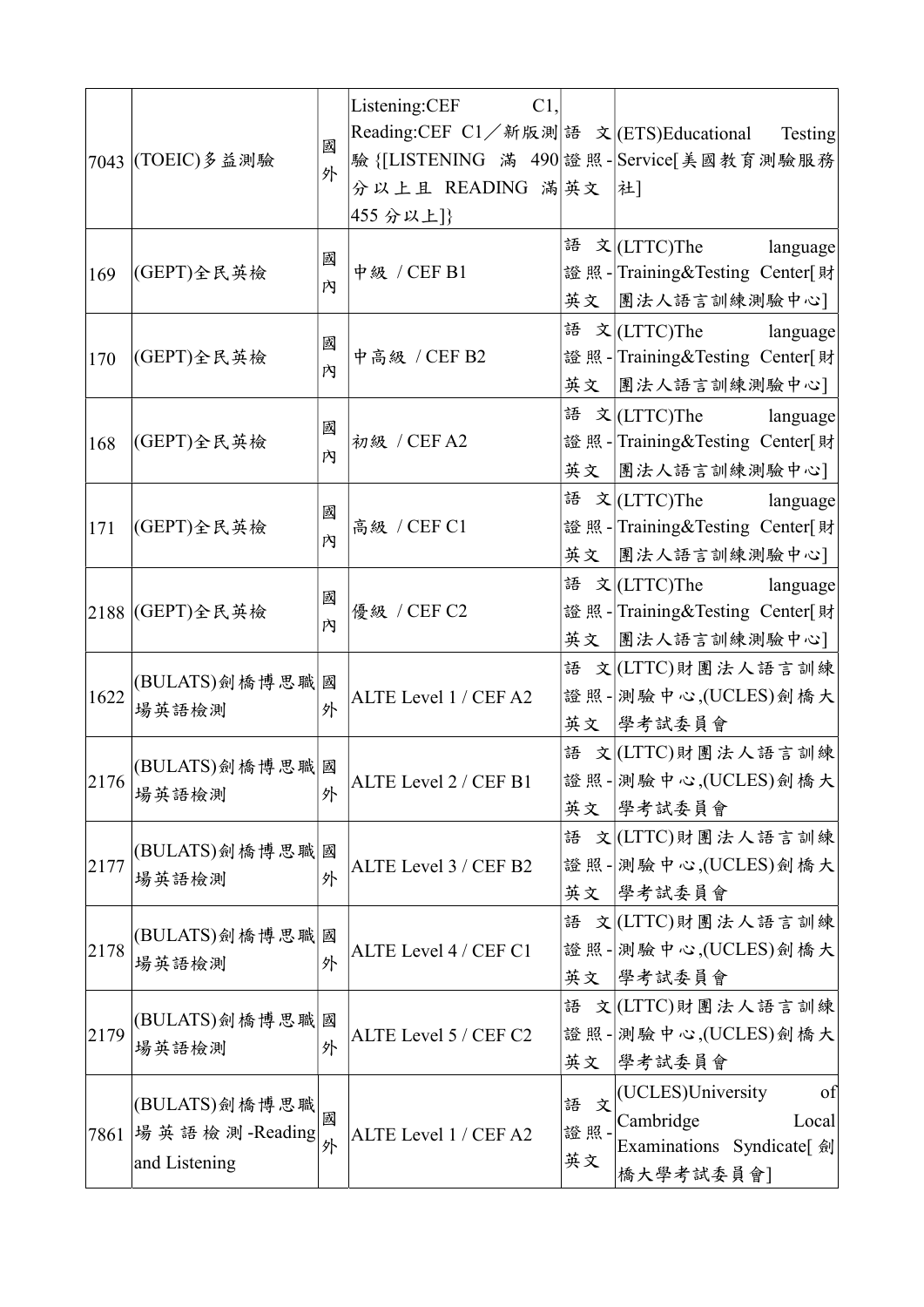| | | | | | |
|---|---|---|---|---|---|
| 7043 | (TOEIC)多益測驗 | 國外 | Listening:CEF C1, Reading:CEF C1／新版測驗{[LISTENING 滿 490分以上且 READING 滿455分以上]} | 語文證照-英文 | (ETS)Educational Testing Service[美國教育測驗服務社] |
| 169 | (GEPT)全民英檢 | 國內 | 中級 / CEF B1 | 語文證照-英文 | (LTTC)The language Training&Testing Center[財團法人語言訓練測驗中心] |
| 170 | (GEPT)全民英檢 | 國內 | 中高級 / CEF B2 | 語文證照-英文 | (LTTC)The language Training&Testing Center[財團法人語言訓練測驗中心] |
| 168 | (GEPT)全民英檢 | 國內 | 初級 / CEF A2 | 語文證照-英文 | (LTTC)The language Training&Testing Center[財團法人語言訓練測驗中心] |
| 171 | (GEPT)全民英檢 | 國內 | 高級 / CEF C1 | 語文證照-英文 | (LTTC)The language Training&Testing Center[財團法人語言訓練測驗中心] |
| 2188 | (GEPT)全民英檢 | 國內 | 優級 / CEF C2 | 語文證照-英文 | (LTTC)The language Training&Testing Center[財團法人語言訓練測驗中心] |
| 1622 | (BULATS)劍橋博思職場英語檢測 | 國外 | ALTE Level 1 / CEF A2 | 語文證照-英文 | (LTTC)財團法人語言訓練測驗中心,(UCLES)劍橋大學考試委員會 |
| 2176 | (BULATS)劍橋博思職場英語檢測 | 國外 | ALTE Level 2 / CEF B1 | 語文證照-英文 | (LTTC)財團法人語言訓練測驗中心,(UCLES)劍橋大學考試委員會 |
| 2177 | (BULATS)劍橋博思職場英語檢測 | 國外 | ALTE Level 3 / CEF B2 | 語文證照-英文 | (LTTC)財團法人語言訓練測驗中心,(UCLES)劍橋大學考試委員會 |
| 2178 | (BULATS)劍橋博思職場英語檢測 | 國外 | ALTE Level 4 / CEF C1 | 語文證照-英文 | (LTTC)財團法人語言訓練測驗中心,(UCLES)劍橋大學考試委員會 |
| 2179 | (BULATS)劍橋博思職場英語檢測 | 國外 | ALTE Level 5 / CEF C2 | 語文證照-英文 | (LTTC)財團法人語言訓練測驗中心,(UCLES)劍橋大學考試委員會 |
| 7861 | (BULATS)劍橋博思職場英語檢測-Reading and Listening | 國外 | ALTE Level 1 / CEF A2 | 語文證照-英文 | (UCLES)University of Cambridge Local Examinations Syndicate[劍橋大學考試委員會] |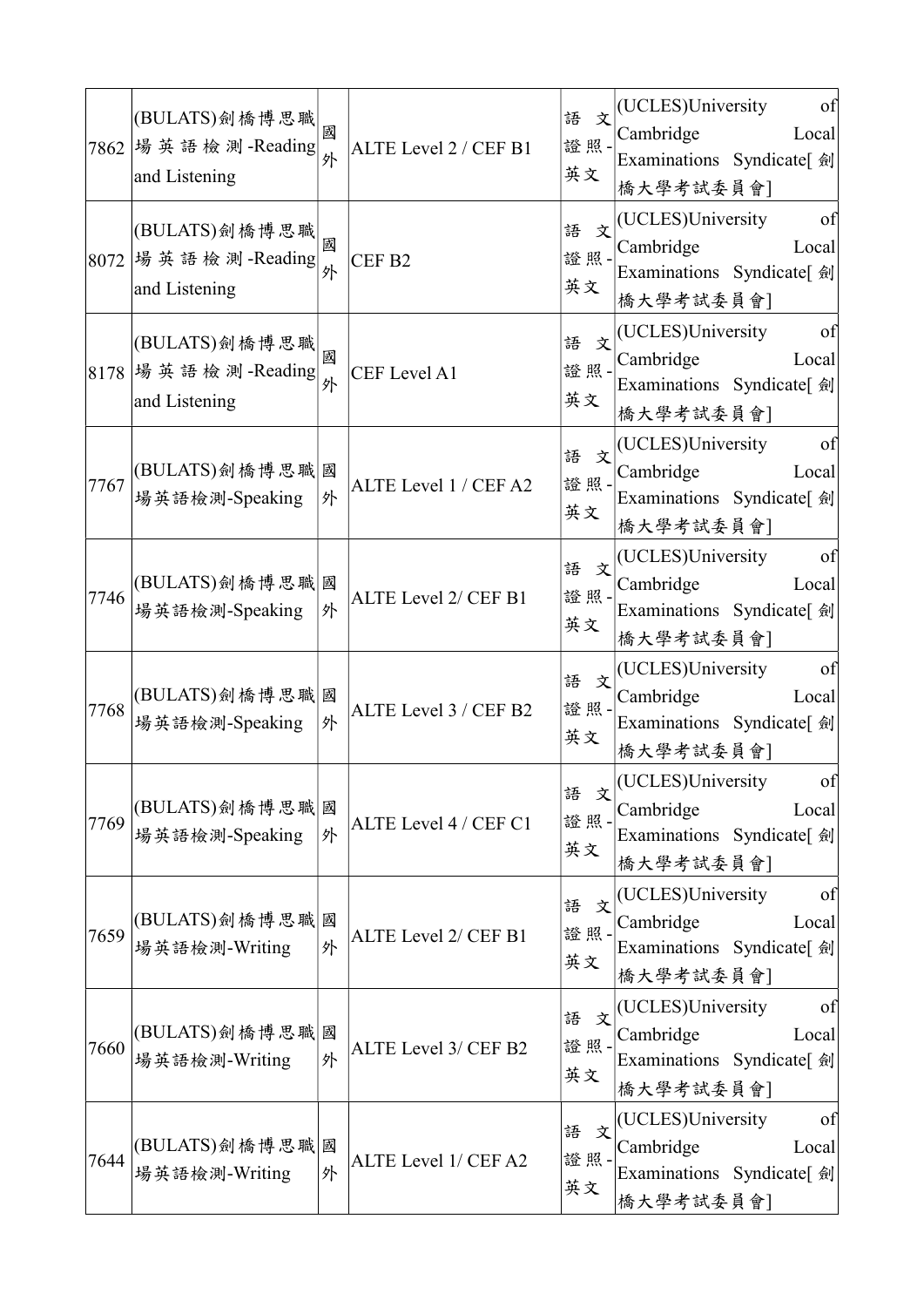| 7862 | (BULATS)劍橋博思職場英語檢測-Reading and Listening | 國外 | ALTE Level 2 / CEF B1 | 語文證照-英文 | (UCLES)University of Cambridge Local Examinations Syndicate[劍橋大學考試委員會] |
|---|---|---|---|---|---|
| 8072 | (BULATS)劍橋博思職場英語檢測-Reading and Listening | 國外 | CEF B2 | 語文證照-英文 | (UCLES)University of Cambridge Local Examinations Syndicate[劍橋大學考試委員會] |
| 8178 | (BULATS)劍橋博思職場英語檢測-Reading and Listening | 國外 | CEF Level A1 | 語文證照-英文 | (UCLES)University of Cambridge Local Examinations Syndicate[劍橋大學考試委員會] |
| 7767 | (BULATS)劍橋博思職場英語檢測-Speaking | 國外 | ALTE Level 1 / CEF A2 | 語文證照-英文 | (UCLES)University of Cambridge Local Examinations Syndicate[劍橋大學考試委員會] |
| 7746 | (BULATS)劍橋博思職場英語檢測-Speaking | 國外 | ALTE Level 2/ CEF B1 | 語文證照-英文 | (UCLES)University of Cambridge Local Examinations Syndicate[劍橋大學考試委員會] |
| 7768 | (BULATS)劍橋博思職場英語檢測-Speaking | 國外 | ALTE Level 3 / CEF B2 | 語文證照-英文 | (UCLES)University of Cambridge Local Examinations Syndicate[劍橋大學考試委員會] |
| 7769 | (BULATS)劍橋博思職場英語檢測-Speaking | 國外 | ALTE Level 4 / CEF C1 | 語文證照-英文 | (UCLES)University of Cambridge Local Examinations Syndicate[劍橋大學考試委員會] |
| 7659 | (BULATS)劍橋博思職場英語檢測-Writing | 國外 | ALTE Level 2/ CEF B1 | 語文證照-英文 | (UCLES)University of Cambridge Local Examinations Syndicate[劍橋大學考試委員會] |
| 7660 | (BULATS)劍橋博思職場英語檢測-Writing | 國外 | ALTE Level 3/ CEF B2 | 語文證照-英文 | (UCLES)University of Cambridge Local Examinations Syndicate[劍橋大學考試委員會] |
| 7644 | (BULATS)劍橋博思職場英語檢測-Writing | 國外 | ALTE Level 1/ CEF A2 | 語文證照-英文 | (UCLES)University of Cambridge Local Examinations Syndicate[劍橋大學考試委員會] |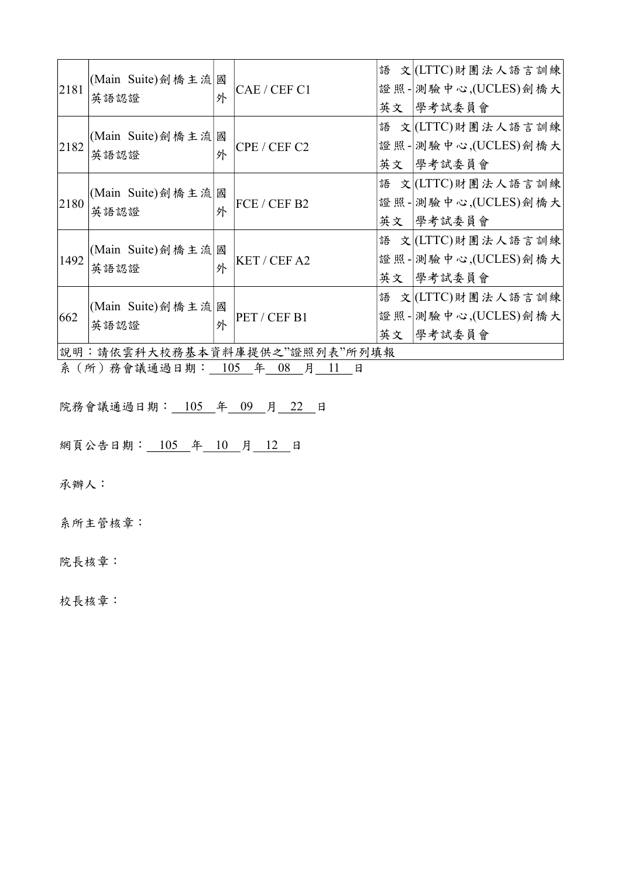| | | | | | |
|---|---|---|---|---|---|
| 2181 | (Main Suite)劍橋主流英語認證 | 國外 | CAE / CEF C1 | 語文證照-英文 | (LTTC)財團法人語言訓練測驗中心,(UCLES)劍橋大學考試委員會 |
| 2182 | (Main Suite)劍橋主流英語認證 | 國外 | CPE / CEF C2 | 語文證照-英文 | (LTTC)財團法人語言訓練測驗中心,(UCLES)劍橋大學考試委員會 |
| 2180 | (Main Suite)劍橋主流英語認證 | 國外 | FCE / CEF B2 | 語文證照-英文 | (LTTC)財團法人語言訓練測驗中心,(UCLES)劍橋大學考試委員會 |
| 1492 | (Main Suite)劍橋主流英語認證 | 國外 | KET / CEF A2 | 語文證照-英文 | (LTTC)財團法人語言訓練測驗中心,(UCLES)劍橋大學考試委員會 |
| 662 | (Main Suite)劍橋主流英語認證 | 國外 | PET / CEF B1 | 語文證照-英文 | (LTTC)財團法人語言訓練測驗中心,(UCLES)劍橋大學考試委員會 |
| 說明：請依雲科大校務基本資料庫提供之”證照列表”所列填報 | | | | | |

系（所）務會議通過日期：105 年 08 月 11 日

院務會議通過日期：105 年 09 月 22 日

網頁公告日期：105 年 10 月 12 日

承辦人：

系所主管核章：

院長核章：

校長核章：